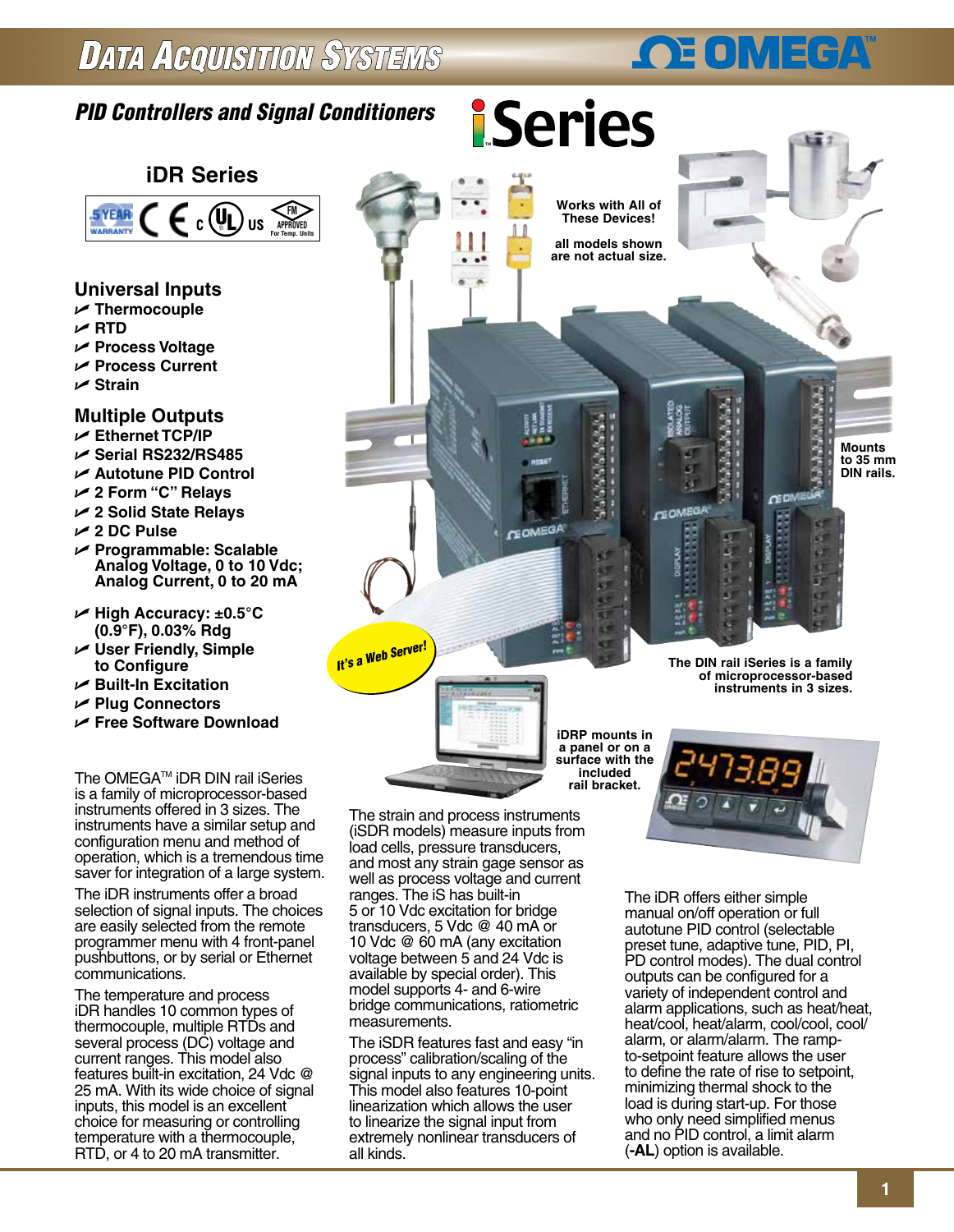# PID Controllers and Signal Conditioners

## iSeries

### iDR Series

5 YEAR WARRANTY · CE · cULus · FM APPROVED For Temp. Units

### Universal Inputs

- Thermocouple
- RTD
- Process Voltage
- Process Current
- Strain

### Multiple Outputs

- Ethernet TCP/IP
- Serial RS232/RS485
- Autotune PID Control
- 2 Form "C" Relays
- 2 Solid State Relays
- 2 DC Pulse
- Programmable: Scalable Analog Voltage, 0 to 10 Vdc; Analog Current, 0 to 20 mA
- High Accuracy: ±0.5°C (0.9°F), 0.03% Rdg
- User Friendly, Simple to Configure
- Built-In Excitation
- Plug Connectors
- Free Software Download

Works with All of These Devices!

all models shown are not actual size.

Mounts to 35 mm DIN rails.

It's a Web Server!

The DIN rail iSeries is a family of microprocessor-based instruments in 3 sizes.

iDRP mounts in a panel or on a surface with the included rail bracket.

The OMEGA™ iDR DIN rail iSeries is a family of microprocessor-based instruments offered in 3 sizes. The instruments have a similar setup and configuration menu and method of operation, which is a tremendous time saver for integration of a large system.

The iDR instruments offer a broad selection of signal inputs. The choices are easily selected from the remote programmer menu with 4 front-panel pushbuttons, or by serial or Ethernet communications.

The temperature and process iDR handles 10 common types of thermocouple, multiple RTDs and several process (DC) voltage and current ranges. This model also features built-in excitation, 24 Vdc @ 25 mA. With its wide choice of signal inputs, this model is an excellent choice for measuring or controlling temperature with a thermocouple, RTD, or 4 to 20 mA transmitter.

The strain and process instruments (iSDR models) measure inputs from load cells, pressure transducers, and most any strain gage sensor as well as process voltage and current ranges. The iS has built-in 5 or 10 Vdc excitation for bridge transducers, 5 Vdc @ 40 mA or 10 Vdc @ 60 mA (any excitation voltage between 5 and 24 Vdc is available by special order). This model supports 4- and 6-wire bridge communications, ratiometric measurements.

The iSDR features fast and easy "in process" calibration/scaling of the signal inputs to any engineering units. This model also features 10-point linearization which allows the user to linearize the signal input from extremely nonlinear transducers of all kinds.

The iDR offers either simple manual on/off operation or full autotune PID control (selectable preset tune, adaptive tune, PID, PI, PD control modes). The dual control outputs can be configured for a variety of independent control and alarm applications, such as heat/heat, heat/cool, heat/alarm, cool/cool, cool/alarm, or alarm/alarm. The ramp-to-setpoint feature allows the user to define the rate of rise to setpoint, minimizing thermal shock to the load is during start-up. For those who only need simplified menus and no PID control, a limit alarm (**-AL**) option is available.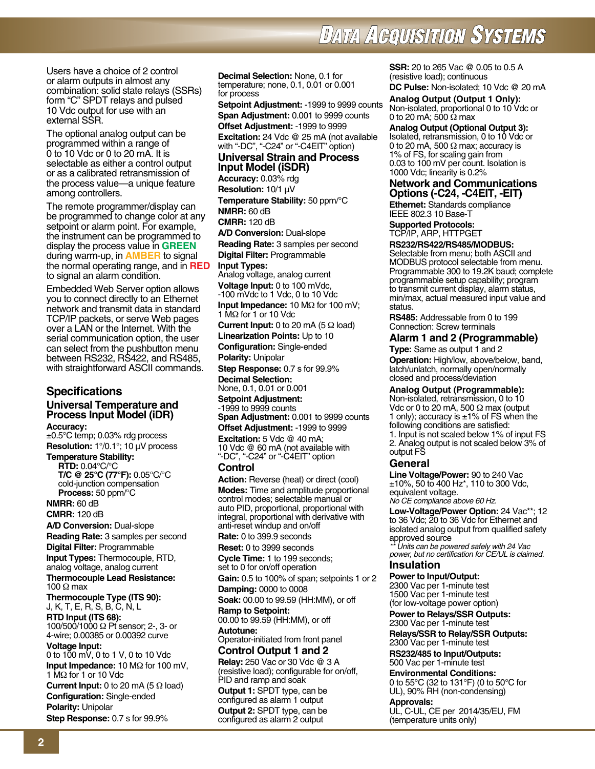Users have a choice of 2 control or alarm outputs in almost any combination: solid state relays (SSRs) form "C" SPDT relays and pulsed 10 Vdc output for use with an external SSR.

The optional analog output can be programmed within a range of 0 to 10 Vdc or 0 to 20 mA. It is selectable as either a control output or as a calibrated retransmission of the process value—a unique feature among controllers.

The remote programmer/display can be programmed to change color at any setpoint or alarm point. For example, the instrument can be programmed to display the process value in **GREEN** during warm-up, in **AMBER** to signal the normal operating range, and in **RED** to signal an alarm condition.

Embedded Web Server option allows you to connect directly to an Ethernet network and transmit data in standard TCP/IP packets, or serve Web pages over a LAN or the Internet. With the serial communication option, the user can select from the pushbutton menu between RS232, RS422, and RS485, with straightforward ASCII commands.

## Specifications

### Universal Temperature and Process Input Model (iDR)

**Accuracy:**
±0.5°C temp; 0.03% rdg process

**Resolution:** 1°/0.1°; 10 µV process

**Temperature Stability:**
- **RTD:** 0.04°C/°C
- **T/C @ 25°C (77°F):** 0.05°C/°C cold-junction compensation
- **Process:** 50 ppm/°C

**NMRR:** 60 dB

**CMRR:** 120 dB

**A/D Conversion:** Dual-slope

**Reading Rate:** 3 samples per second

**Digital Filter:** Programmable

**Input Types:** Thermocouple, RTD, analog voltage, analog current

**Thermocouple Lead Resistance:** 100 Ω max

**Thermocouple Type (ITS 90):** J, K, T, E, R, S, B, C, N, L

**RTD Input (ITS 68):** 100/500/1000 Ω Pt sensor; 2-, 3- or 4-wire; 0.00385 or 0.00392 curve

**Voltage Input:**
0 to 100 mV, 0 to 1 V, 0 to 10 Vdc

**Input Impedance:** 10 MΩ for 100 mV, 1 MΩ for 1 or 10 Vdc

**Current Input:** 0 to 20 mA (5 Ω load)

**Configuration:** Single-ended

**Polarity:** Unipolar

**Step Response:** 0.7 s for 99.9%

**Decimal Selection:** None, 0.1 for temperature; none, 0.1, 0.01 or 0.001 for process

**Setpoint Adjustment:** -1999 to 9999 counts

**Span Adjustment:** 0.001 to 9999 counts

**Offset Adjustment:** -1999 to 9999

**Excitation:** 24 Vdc @ 25 mA (not available with "-DC", "-C24" or "-C4EIT" option)

### Universal Strain and Process Input Model (iSDR)

**Accuracy:** 0.03% rdg

**Resolution:** 10/1 µV

**Temperature Stability:** 50 ppm/°C

**NMRR:** 60 dB

**CMRR:** 120 dB

**A/D Conversion:** Dual-slope

**Reading Rate:** 3 samples per second

**Digital Filter:** Programmable

**Input Types:**
Analog voltage, analog current

**Voltage Input:** 0 to 100 mVdc, -100 mVdc to 1 Vdc, 0 to 10 Vdc

**Input Impedance:** 10 MΩ for 100 mV; 1 MΩ for 1 or 10 Vdc

**Current Input:** 0 to 20 mA (5 Ω load)

**Linearization Points:** Up to 10

**Configuration:** Single-ended

**Polarity:** Unipolar

**Step Response:** 0.7 s for 99.9%

**Decimal Selection:**
None, 0.1, 0.01 or 0.001

**Setpoint Adjustment:**
-1999 to 9999 counts

**Span Adjustment:** 0.001 to 9999 counts

**Offset Adjustment:** -1999 to 9999

**Excitation:** 5 Vdc @ 40 mA; 10 Vdc @ 60 mA (not available with "-DC", "-C24" or "-C4EIT" option

### Control

**Action:** Reverse (heat) or direct (cool)

**Modes:** Time and amplitude proportional control modes; selectable manual or auto PID, proportional, proportional with integral, proportional with derivative with anti-reset windup and on/off

**Rate:** 0 to 399.9 seconds

**Reset:** 0 to 3999 seconds

**Cycle Time:** 1 to 199 seconds; set to 0 for on/off operation

**Gain:** 0.5 to 100% of span; setpoints 1 or 2

**Damping:** 0000 to 0008

**Soak:** 00.00 to 99.59 (HH:MM), or off

**Ramp to Setpoint:**
00.00 to 99.59 (HH:MM), or off

**Autotune:**
Operator-initiated from front panel

### Control Output 1 and 2

**Relay:** 250 Vac or 30 Vdc @ 3 A (resistive load); configurable for on/off, PID and ramp and soak

**Output 1:** SPDT type, can be configured as alarm 1 output

**Output 2:** SPDT type, can be configured as alarm 2 output

**SSR:** 20 to 265 Vac @ 0.05 to 0.5 A (resistive load); continuous

**DC Pulse:** Non-isolated; 10 Vdc @ 20 mA

**Analog Output (Output 1 Only):**
Non-isolated, proportional 0 to 10 Vdc or 0 to 20 mA; 500 Ω max

**Analog Output (Optional Output 3):**
Isolated, retransmission, 0 to 10 Vdc or 0 to 20 mA, 500 Ω max; accuracy is 1% of FS, for scaling gain from 0.03 to 100 mV per count. Isolation is 1000 Vdc; linearity is 0.2%

### Network and Communications Options (-C24, -C4EIT, -EIT)

**Ethernet:** Standards compliance IEEE 802.3 10 Base-T

**Supported Protocols:**
TCP/IP, ARP, HTTPGET

**RS232/RS422/RS485/MODBUS:**
Selectable from menu; both ASCII and MODBUS protocol selectable from menu. Programmable 300 to 19.2K baud; complete programmable setup capability; program to transmit current display, alarm status, min/max, actual measured input value and status.

**RS485:** Addressable from 0 to 199
Connection: Screw terminals

### Alarm 1 and 2 (Programmable)

**Type:** Same as output 1 and 2

**Operation:** High/low, above/below, band, latch/unlatch, normally open/normally closed and process/deviation

**Analog Output (Programmable):**
Non-isolated, retransmission, 0 to 10 Vdc or 0 to 20 mA, 500 Ω max (output 1 only); accuracy is ±1% of FS when the following conditions are satisfied:
1. Input is not scaled below 1% of input FS
2. Analog output is not scaled below 3% of output FS

### General

**Line Voltage/Power:** 90 to 240 Vac ±10%, 50 to 400 Hz*, 110 to 300 Vdc, equivalent voltage.
*No CE compliance above 60 Hz.*

**Low-Voltage/Power Option:** 24 Vac**; 12 to 36 Vdc; 20 to 36 Vdc for Ethernet and isolated analog output from qualified safety approved source
*** Units can be powered safely with 24 Vac power, but no certification for CE/UL is claimed.*

### Insulation

**Power to Input/Output:**
2300 Vac per 1-minute test
1500 Vac per 1-minute test
(for low-voltage power option)

**Power to Relays/SSR Outputs:**
2300 Vac per 1-minute test

**Relays/SSR to Relay/SSR Outputs:**
2300 Vac per 1-minute test

**RS232/485 to Input/Outputs:**
500 Vac per 1-minute test

**Environmental Conditions:**
0 to 55°C (32 to 131°F) (0 to 50°C for UL), 90% RH (non-condensing)

**Approvals:**
UL, C-UL, CE per 2014/35/EU, FM (temperature units only)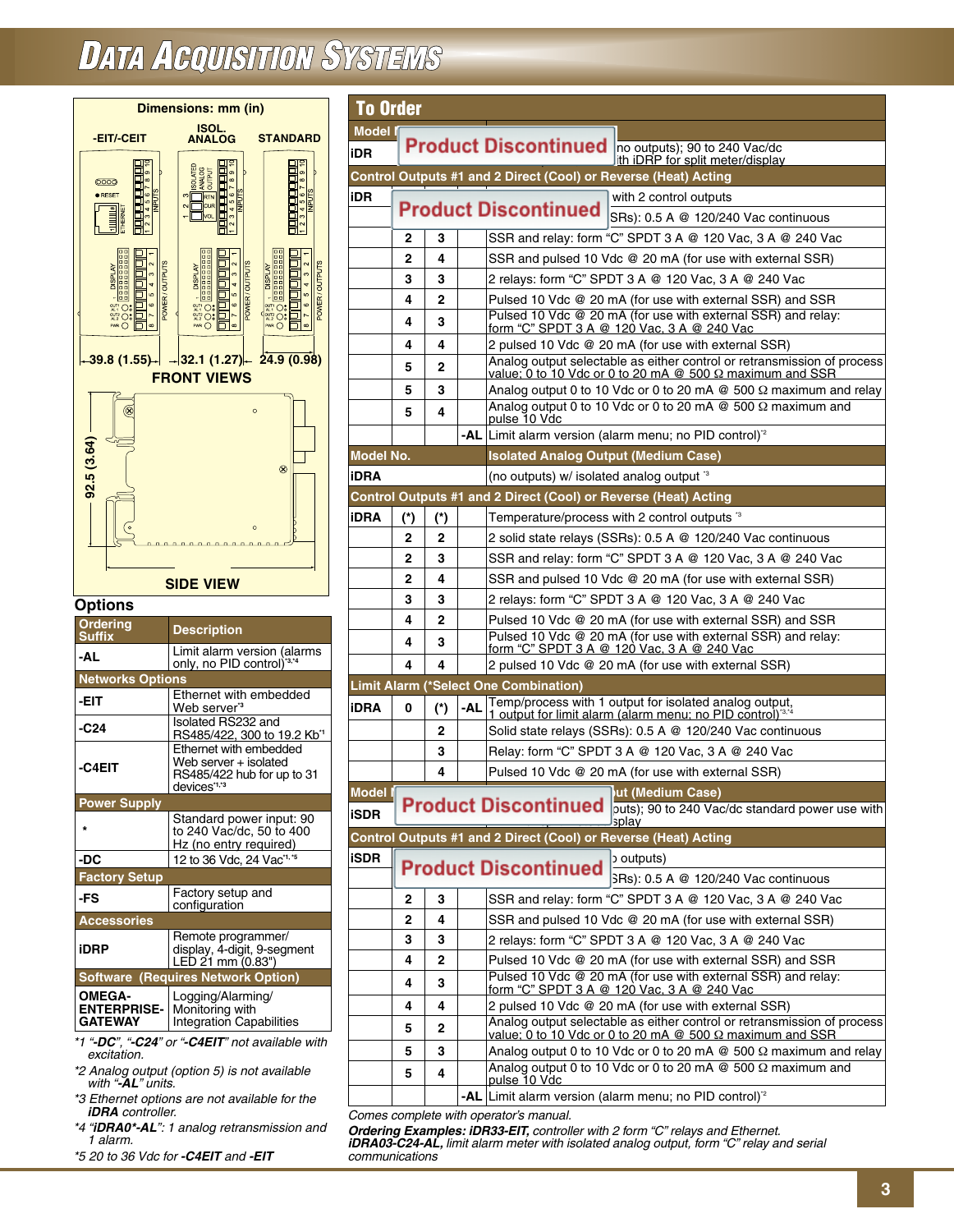# Data Acquisition Systems

**Dimensions: mm (in)**

-EIT/-CEIT    ISOL. ANALOG    STANDARD

-39.8 (1.55)    32.1 (1.27)    24.9 (0.98)

**FRONT VIEWS**

92.5 (3.64)

**SIDE VIEW**

## Options

| Ordering Suffix | Description |
|---|---|
| -AL | Limit alarm version (alarms only, no PID control)[3,4] |
| **Networks Options** | |
| -EIT | Ethernet with embedded Web server[3] |
| -C24 | Isolated RS232 and RS485/422, 300 to 19.2 Kb[1] |
| -C4EIT | Ethernet with embedded Web server + isolated RS485/422 hub for up to 31 devices[1,3] |
| **Power Supply** | |
| * | Standard power input: 90 to 240 Vac/dc, 50 to 400 Hz (no entry required) |
| -DC | 12 to 36 Vdc, 24 Vac[1,5] |
| **Factory Setup** | |
| -FS | Factory setup and configuration |
| **Accessories** | |
| iDRP | Remote programmer/ display, 4-digit, 9-segment LED 21 mm (0.83") |
| **Software (Requires Network Option)** | |
| OMEGA-ENTERPRISE-GATEWAY | Logging/Alarming/ Monitoring with Integration Capabilities |

*1 "-DC", "-C24" or "-C4EIT" not available with excitation.*

*2 Analog output (option 5) is not available with "-AL" units.*

*3 Ethernet options are not available for the iDRA controller.*

*4 "iDRA0*-AL": 1 analog retransmission and 1 alarm.*

*5 20 to 36 Vdc for -C4EIT and -EIT*

## To Order

| Model No. | | | | Description |
|---|---|---|---|---|
| iDR | | | | Product Discontinued ... (no outputs); 90 to 240 Vac/dc ... with iDRP for split meter/display |
| **Control Outputs #1 and 2 Direct (Cool) or Reverse (Heat) Acting** | | | | |
| iDR | | | | Product Discontinued ... with 2 control outputs |
| | | | | ... (SSRs): 0.5 A @ 120/240 Vac continuous |
| | 2 | 3 | | SSR and relay: form "C" SPDT 3 A @ 120 Vac, 3 A @ 240 Vac |
| | 2 | 4 | | SSR and pulsed 10 Vdc @ 20 mA (for use with external SSR) |
| | 3 | 3 | | 2 relays: form "C" SPDT 3 A @ 120 Vac, 3 A @ 240 Vac |
| | 4 | 2 | | Pulsed 10 Vdc @ 20 mA (for use with external SSR) and SSR |
| | 4 | 3 | | Pulsed 10 Vdc @ 20 mA (for use with external SSR) and relay: form "C" SPDT 3 A @ 120 Vac, 3 A @ 240 Vac |
| | 4 | 4 | | 2 pulsed 10 Vdc @ 20 mA (for use with external SSR) |
| | 5 | 2 | | Analog output selectable as either control or retransmission of process value; 0 to 10 Vdc or 0 to 20 mA @ 500 Ω maximum and SSR |
| | 5 | 3 | | Analog output 0 to 10 Vdc or 0 to 20 mA @ 500 Ω maximum and relay |
| | 5 | 4 | | Analog output 0 to 10 Vdc or 0 to 20 mA @ 500 Ω maximum and pulse 10 Vdc |
| | | | -AL | Limit alarm version (alarm menu; no PID control)[2] |
| **Model No.** | | | | **Isolated Analog Output (Medium Case)** |
| iDRA | | | | (no outputs) w/ isolated analog output [3] |
| **Control Outputs #1 and 2 Direct (Cool) or Reverse (Heat) Acting** | | | | |
| iDRA | (*) | (*) | | Temperature/process with 2 control outputs [3] |
| | 2 | 2 | | 2 solid state relays (SSRs): 0.5 A @ 120/240 Vac continuous |
| | 2 | 3 | | SSR and relay: form "C" SPDT 3 A @ 120 Vac, 3 A @ 240 Vac |
| | 2 | 4 | | SSR and pulsed 10 Vdc @ 20 mA (for use with external SSR) |
| | 3 | 3 | | 2 relays: form "C" SPDT 3 A @ 120 Vac, 3 A @ 240 Vac |
| | 4 | 2 | | Pulsed 10 Vdc @ 20 mA (for use with external SSR) and SSR |
| | 4 | 3 | | Pulsed 10 Vdc @ 20 mA (for use with external SSR) and relay: form "C" SPDT 3 A @ 120 Vac, 3 A @ 240 Vac |
| | 4 | 4 | | 2 pulsed 10 Vdc @ 20 mA (for use with external SSR) |
| **Limit Alarm (*Select One Combination)** | | | | |
| iDRA | 0 | (*) | -AL | Temp/process with 1 output for isolated analog output, 1 output for limit alarm (alarm menu; no PID control)[3,4] |
| | | 2 | | Solid state relays (SSRs): 0.5 A @ 120/240 Vac continuous |
| | | 3 | | Relay: form "C" SPDT 3 A @ 120 Vac, 3 A @ 240 Vac |
| | | 4 | | Pulsed 10 Vdc @ 20 mA (for use with external SSR) |
| **Model ...** | | | | **Product Discontinued ... ut (Medium Case)** |
| iSDR | | | | ... puts); 90 to 240 Vac/dc standard power use with ... splay |
| **Control Outputs #1 and 2 Direct (Cool) or Reverse (Heat) Acting** | | | | |
| iSDR | | | | Product Discontinued ... outputs) |
| | | | | ... SRs): 0.5 A @ 120/240 Vac continuous |
| | 2 | 3 | | SSR and relay: form "C" SPDT 3 A @ 120 Vac, 3 A @ 240 Vac |
| | 2 | 4 | | SSR and pulsed 10 Vdc @ 20 mA (for use with external SSR) |
| | 3 | 3 | | 2 relays: form "C" SPDT 3 A @ 120 Vac, 3 A @ 240 Vac |
| | 4 | 2 | | Pulsed 10 Vdc @ 20 mA (for use with external SSR) and SSR |
| | 4 | 3 | | Pulsed 10 Vdc @ 20 mA (for use with external SSR) and relay: form "C" SPDT 3 A @ 120 Vac, 3 A @ 240 Vac |
| | 4 | 4 | | 2 pulsed 10 Vdc @ 20 mA (for use with external SSR) |
| | 5 | 2 | | Analog output selectable as either control or retransmission of process value; 0 to 10 Vdc or 0 to 20 mA @ 500 Ω maximum and SSR |
| | 5 | 3 | | Analog output 0 to 10 Vdc or 0 to 20 mA @ 500 Ω maximum and relay |
| | 5 | 4 | | Analog output 0 to 10 Vdc or 0 to 20 mA @ 500 Ω maximum and pulse 10 Vdc |
| | | | -AL | Limit alarm version (alarm menu; no PID control)[2] |

*Comes complete with operator's manual.*

***Ordering Examples: iDR33-EIT,** controller with 2 form "C" relays and Ethernet.*
***iDRA03-C24-AL,** limit alarm meter with isolated analog output, form "C" relay and serial communications*